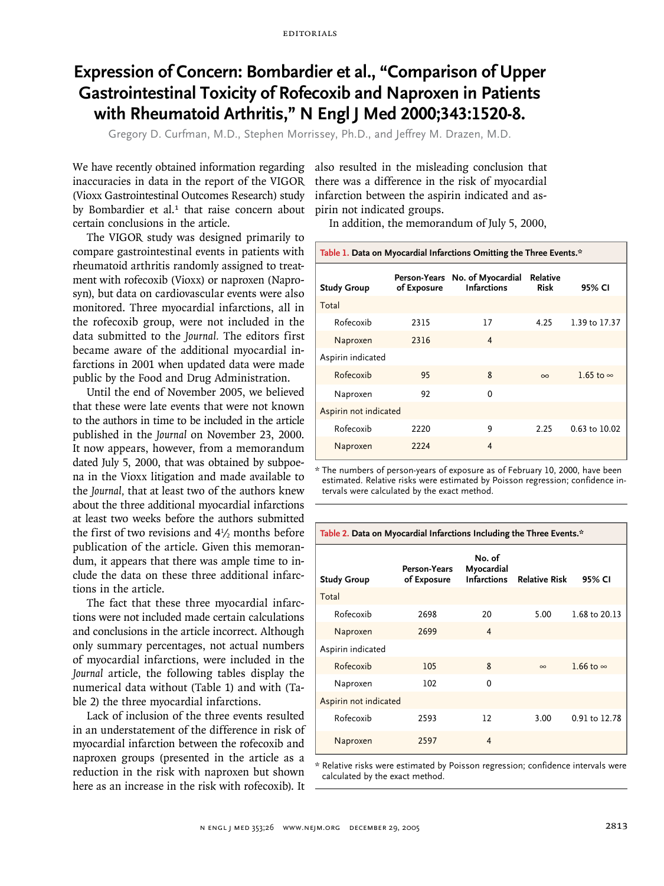EDITORIALS

# Expression of Concern: Bombardier et al., "Comparison of Upper Gastrointestinal Toxicity of Rofecoxib and Naproxen in Patients with Rheumatoid Arthritis," N Engl J Med 2000;343:1520-8.

Gregory D. Curfman, M.D., Stephen Morrissey, Ph.D., and Jeffrey M. Drazen, M.D.

We have recently obtained information regarding inaccuracies in data in the report of the VIGOR (Vioxx Gastrointestinal Outcomes Research) study by Bombardier et al.[1] that raise concern about certain conclusions in the article.

The VIGOR study was designed primarily to compare gastrointestinal events in patients with rheumatoid arthritis randomly assigned to treatment with rofecoxib (Vioxx) or naproxen (Naprosyn), but data on cardiovascular events were also monitored. Three myocardial infarctions, all in the rofecoxib group, were not included in the data submitted to the *Journal.* The editors first became aware of the additional myocardial infarctions in 2001 when updated data were made public by the Food and Drug Administration.

Until the end of November 2005, we believed that these were late events that were not known to the authors in time to be included in the article published in the *Journal* on November 23, 2000. It now appears, however, from a memorandum dated July 5, 2000, that was obtained by subpoena in the Vioxx litigation and made available to the *Journal*, that at least two of the authors knew about the three additional myocardial infarctions at least two weeks before the authors submitted the first of two revisions and 4½ months before publication of the article. Given this memorandum, it appears that there was ample time to include the data on these three additional infarctions in the article.

The fact that these three myocardial infarctions were not included made certain calculations and conclusions in the article incorrect. Although only summary percentages, not actual numbers of myocardial infarctions, were included in the *Journal* article, the following tables display the numerical data without (Table 1) and with (Table 2) the three myocardial infarctions.

Lack of inclusion of the three events resulted in an understatement of the difference in risk of myocardial infarction between the rofecoxib and naproxen groups (presented in the article as a reduction in the risk with naproxen but shown here as an increase in the risk with rofecoxib). It also resulted in the misleading conclusion that there was a difference in the risk of myocardial infarction between the aspirin indicated and aspirin not indicated groups.

In addition, the memorandum of July 5, 2000,

**Table 1. Data on Myocardial Infarctions Omitting the Three Events.***

| Study Group | Person-Years of Exposure | No. of Myocardial Infarctions | Relative Risk | 95% CI |
|---|---|---|---|---|
| Total | | | | |
| Rofecoxib | 2315 | 17 | 4.25 | 1.39 to 17.37 |
| Naproxen | 2316 | 4 | | |
| Aspirin indicated | | | | |
| Rofecoxib | 95 | 8 | ∞ | 1.65 to ∞ |
| Naproxen | 92 | 0 | | |
| Aspirin not indicated | | | | |
| Rofecoxib | 2220 | 9 | 2.25 | 0.63 to 10.02 |
| Naproxen | 2224 | 4 | | |

* The numbers of person-years of exposure as of February 10, 2000, have been estimated. Relative risks were estimated by Poisson regression; confidence intervals were calculated by the exact method.

**Table 2. Data on Myocardial Infarctions Including the Three Events.***

| Study Group | Person-Years of Exposure | No. of Myocardial Infarctions | Relative Risk | 95% CI |
|---|---|---|---|---|
| Total | | | | |
| Rofecoxib | 2698 | 20 | 5.00 | 1.68 to 20.13 |
| Naproxen | 2699 | 4 | | |
| Aspirin indicated | | | | |
| Rofecoxib | 105 | 8 | ∞ | 1.66 to ∞ |
| Naproxen | 102 | 0 | | |
| Aspirin not indicated | | | | |
| Rofecoxib | 2593 | 12 | 3.00 | 0.91 to 12.78 |
| Naproxen | 2597 | 4 | | |

* Relative risks were estimated by Poisson regression; confidence intervals were calculated by the exact method.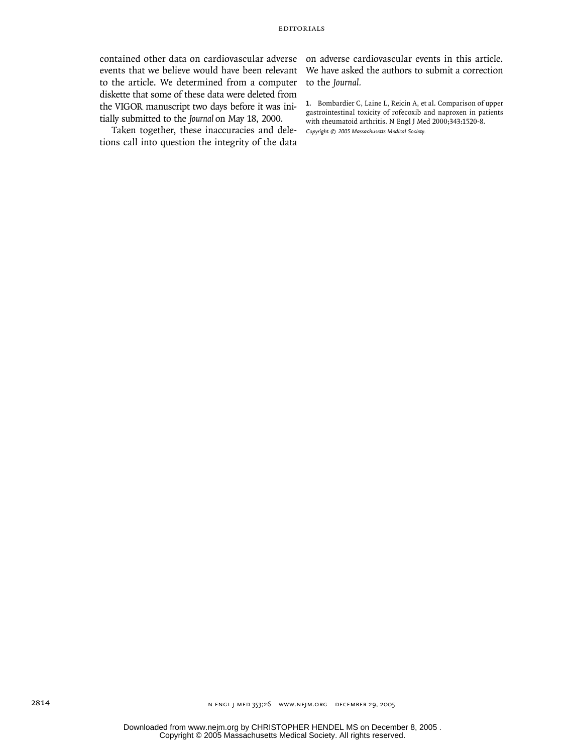contained other data on cardiovascular adverse events that we believe would have been relevant to the article. We determined from a computer diskette that some of these data were deleted from the VIGOR manuscript two days before it was initially submitted to the *Journal* on May 18, 2000.

Taken together, these inaccuracies and deletions call into question the integrity of the data on adverse cardiovascular events in this article. We have asked the authors to submit a correction to the *Journal.*

1. Bombardier C, Laine L, Reicin A, et al. Comparison of upper gastrointestinal toxicity of rofecoxib and naproxen in patients with rheumatoid arthritis. N Engl J Med 2000;343:1520-8.

*Copyright © 2005 Massachusetts Medical Society.*